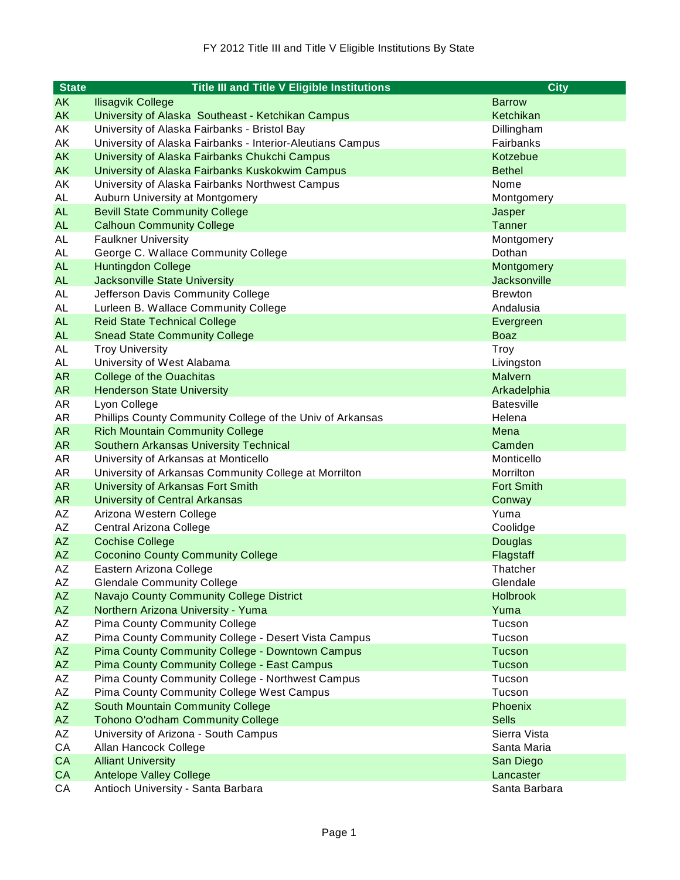FY 2012 Title III and Title V Eligible Institutions By State

| State | Title III and Title V Eligible Institutions | City |
|---|---|---|
| AK | Ilisagvik College | Barrow |
| AK | University of Alaska  Southeast - Ketchikan Campus | Ketchikan |
| AK | University of Alaska Fairbanks - Bristol Bay | Dillingham |
| AK | University of Alaska Fairbanks - Interior-Aleutians Campus | Fairbanks |
| AK | University of Alaska Fairbanks Chukchi Campus | Kotzebue |
| AK | University of Alaska Fairbanks Kuskokwim Campus | Bethel |
| AK | University of Alaska Fairbanks Northwest Campus | Nome |
| AL | Auburn University at Montgomery | Montgomery |
| AL | Bevill State Community College | Jasper |
| AL | Calhoun Community College | Tanner |
| AL | Faulkner University | Montgomery |
| AL | George C. Wallace Community College | Dothan |
| AL | Huntingdon College | Montgomery |
| AL | Jacksonville State University | Jacksonville |
| AL | Jefferson Davis Community College | Brewton |
| AL | Lurleen B. Wallace Community College | Andalusia |
| AL | Reid State Technical College | Evergreen |
| AL | Snead State Community College | Boaz |
| AL | Troy University | Troy |
| AL | University of West Alabama | Livingston |
| AR | College of the Ouachitas | Malvern |
| AR | Henderson State University | Arkadelphia |
| AR | Lyon College | Batesville |
| AR | Phillips County Community College of the Univ of Arkansas | Helena |
| AR | Rich Mountain Community College | Mena |
| AR | Southern Arkansas University Technical | Camden |
| AR | University of Arkansas at Monticello | Monticello |
| AR | University of Arkansas Community College at Morrilton | Morrilton |
| AR | University of Arkansas Fort Smith | Fort Smith |
| AR | University of Central Arkansas | Conway |
| AZ | Arizona Western College | Yuma |
| AZ | Central Arizona College | Coolidge |
| AZ | Cochise College | Douglas |
| AZ | Coconino County Community College | Flagstaff |
| AZ | Eastern Arizona College | Thatcher |
| AZ | Glendale Community College | Glendale |
| AZ | Navajo County Community College District | Holbrook |
| AZ | Northern Arizona University - Yuma | Yuma |
| AZ | Pima County Community College | Tucson |
| AZ | Pima County Community College - Desert Vista Campus | Tucson |
| AZ | Pima County Community College - Downtown Campus | Tucson |
| AZ | Pima County Community College - East Campus | Tucson |
| AZ | Pima County Community College - Northwest Campus | Tucson |
| AZ | Pima County Community College West Campus | Tucson |
| AZ | South Mountain Community College | Phoenix |
| AZ | Tohono O'odham Community College | Sells |
| AZ | University of Arizona - South Campus | Sierra Vista |
| CA | Allan Hancock College | Santa Maria |
| CA | Alliant University | San Diego |
| CA | Antelope Valley College | Lancaster |
| CA | Antioch University - Santa Barbara | Santa Barbara |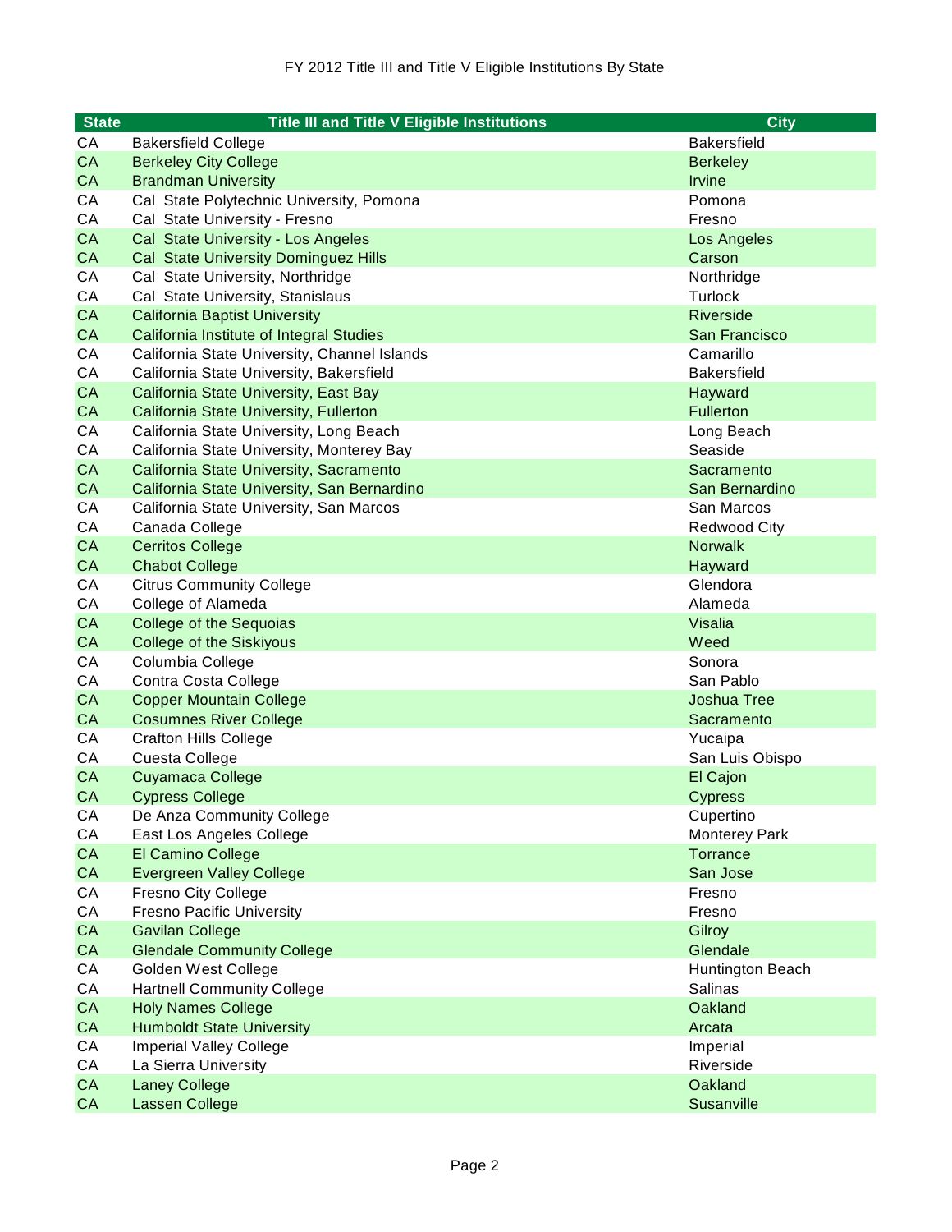FY 2012 Title III and Title V Eligible Institutions By State

| State | Title III and Title V Eligible Institutions | City |
|---|---|---|
| CA | Bakersfield College | Bakersfield |
| CA | Berkeley City College | Berkeley |
| CA | Brandman University | Irvine |
| CA | Cal State Polytechnic University, Pomona | Pomona |
| CA | Cal State University - Fresno | Fresno |
| CA | Cal State University - Los Angeles | Los Angeles |
| CA | Cal State University Dominguez Hills | Carson |
| CA | Cal State University, Northridge | Northridge |
| CA | Cal State University, Stanislaus | Turlock |
| CA | California Baptist University | Riverside |
| CA | California Institute of Integral Studies | San Francisco |
| CA | California State University, Channel Islands | Camarillo |
| CA | California State University, Bakersfield | Bakersfield |
| CA | California State University, East Bay | Hayward |
| CA | California State University, Fullerton | Fullerton |
| CA | California State University, Long Beach | Long Beach |
| CA | California State University, Monterey Bay | Seaside |
| CA | California State University, Sacramento | Sacramento |
| CA | California State University, San Bernardino | San Bernardino |
| CA | California State University, San Marcos | San Marcos |
| CA | Canada College | Redwood City |
| CA | Cerritos College | Norwalk |
| CA | Chabot College | Hayward |
| CA | Citrus Community College | Glendora |
| CA | College of Alameda | Alameda |
| CA | College of the Sequoias | Visalia |
| CA | College of the Siskiyous | Weed |
| CA | Columbia College | Sonora |
| CA | Contra Costa College | San Pablo |
| CA | Copper Mountain College | Joshua Tree |
| CA | Cosumnes River College | Sacramento |
| CA | Crafton Hills College | Yucaipa |
| CA | Cuesta College | San Luis Obispo |
| CA | Cuyamaca College | El Cajon |
| CA | Cypress College | Cypress |
| CA | De Anza Community College | Cupertino |
| CA | East Los Angeles College | Monterey Park |
| CA | El Camino College | Torrance |
| CA | Evergreen Valley College | San Jose |
| CA | Fresno City College | Fresno |
| CA | Fresno Pacific University | Fresno |
| CA | Gavilan College | Gilroy |
| CA | Glendale Community College | Glendale |
| CA | Golden West College | Huntington Beach |
| CA | Hartnell Community College | Salinas |
| CA | Holy Names College | Oakland |
| CA | Humboldt State University | Arcata |
| CA | Imperial Valley College | Imperial |
| CA | La Sierra University | Riverside |
| CA | Laney College | Oakland |
| CA | Lassen College | Susanville |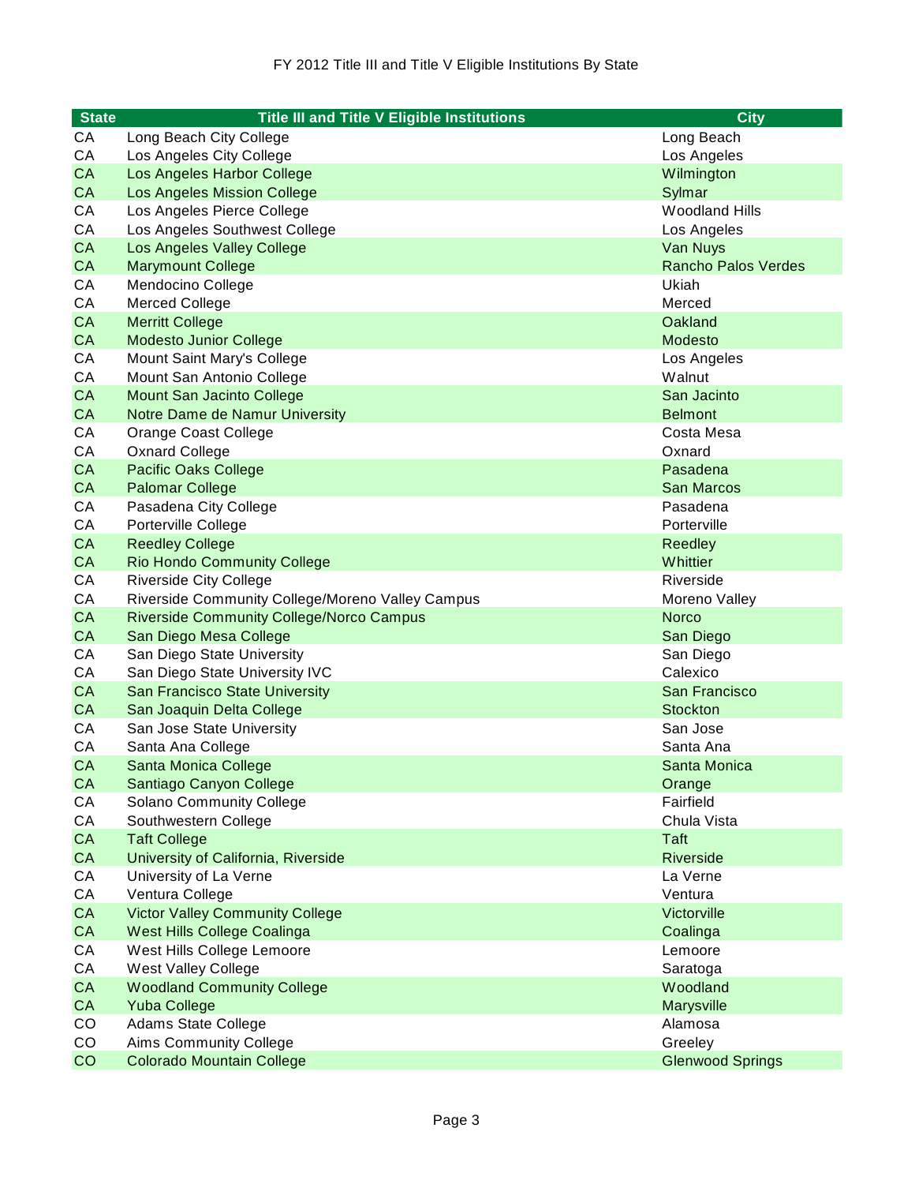FY 2012 Title III and Title V Eligible Institutions By State

| State | Title III and Title V Eligible Institutions | City |
|---|---|---|
| CA | Long Beach City College | Long Beach |
| CA | Los Angeles City College | Los Angeles |
| CA | Los Angeles Harbor College | Wilmington |
| CA | Los Angeles Mission College | Sylmar |
| CA | Los Angeles Pierce College | Woodland Hills |
| CA | Los Angeles Southwest College | Los Angeles |
| CA | Los Angeles Valley College | Van Nuys |
| CA | Marymount College | Rancho Palos Verdes |
| CA | Mendocino College | Ukiah |
| CA | Merced College | Merced |
| CA | Merritt College | Oakland |
| CA | Modesto Junior College | Modesto |
| CA | Mount Saint Mary's College | Los Angeles |
| CA | Mount San Antonio College | Walnut |
| CA | Mount San Jacinto College | San Jacinto |
| CA | Notre Dame de Namur University | Belmont |
| CA | Orange Coast College | Costa Mesa |
| CA | Oxnard College | Oxnard |
| CA | Pacific Oaks College | Pasadena |
| CA | Palomar College | San Marcos |
| CA | Pasadena City College | Pasadena |
| CA | Porterville College | Porterville |
| CA | Reedley College | Reedley |
| CA | Rio Hondo Community College | Whittier |
| CA | Riverside City College | Riverside |
| CA | Riverside Community College/Moreno Valley Campus | Moreno Valley |
| CA | Riverside Community College/Norco Campus | Norco |
| CA | San Diego Mesa College | San Diego |
| CA | San Diego State University | San Diego |
| CA | San Diego State University IVC | Calexico |
| CA | San Francisco State University | San Francisco |
| CA | San Joaquin Delta College | Stockton |
| CA | San Jose State University | San Jose |
| CA | Santa Ana College | Santa Ana |
| CA | Santa Monica College | Santa Monica |
| CA | Santiago Canyon College | Orange |
| CA | Solano Community College | Fairfield |
| CA | Southwestern College | Chula Vista |
| CA | Taft College | Taft |
| CA | University of California, Riverside | Riverside |
| CA | University of La Verne | La Verne |
| CA | Ventura College | Ventura |
| CA | Victor Valley Community College | Victorville |
| CA | West Hills College Coalinga | Coalinga |
| CA | West Hills College Lemoore | Lemoore |
| CA | West Valley College | Saratoga |
| CA | Woodland Community College | Woodland |
| CA | Yuba College | Marysville |
| CO | Adams State College | Alamosa |
| CO | Aims Community College | Greeley |
| CO | Colorado Mountain College | Glenwood Springs |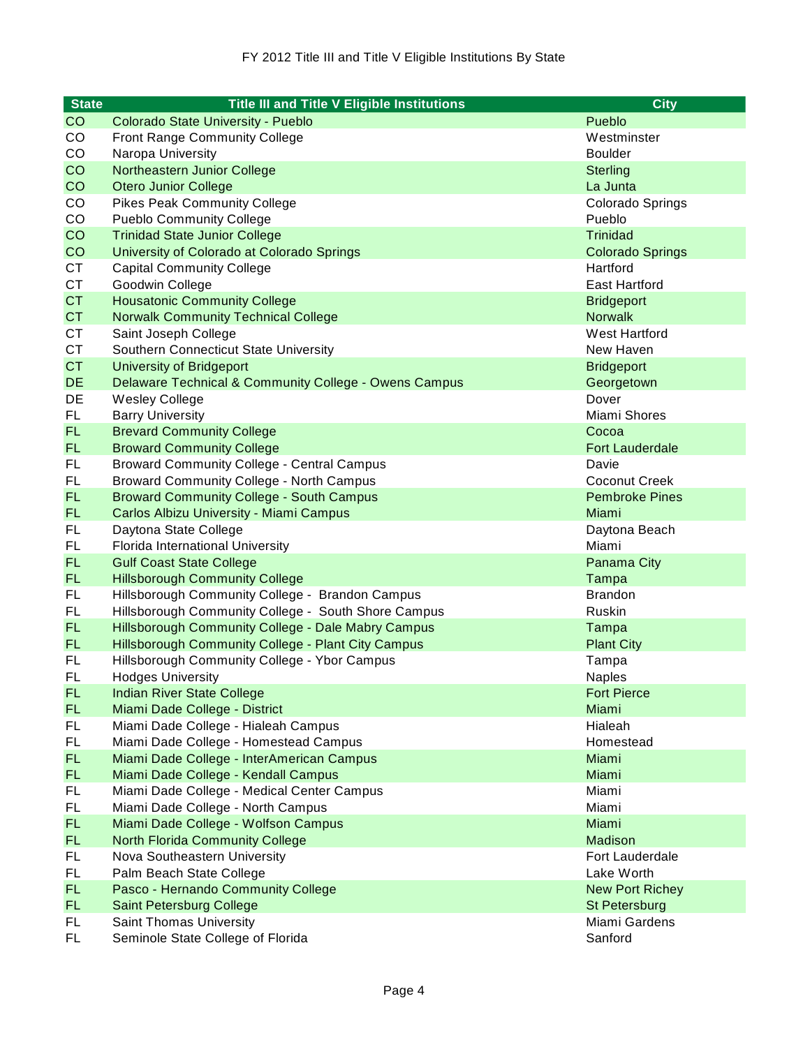FY 2012 Title III and Title V Eligible Institutions By State

| State | Title III and Title V Eligible Institutions | City |
|---|---|---|
| CO | Colorado State University - Pueblo | Pueblo |
| CO | Front Range Community College | Westminster |
| CO | Naropa University | Boulder |
| CO | Northeastern Junior College | Sterling |
| CO | Otero Junior College | La Junta |
| CO | Pikes Peak Community College | Colorado Springs |
| CO | Pueblo Community College | Pueblo |
| CO | Trinidad State Junior College | Trinidad |
| CO | University of Colorado at Colorado Springs | Colorado Springs |
| CT | Capital Community College | Hartford |
| CT | Goodwin College | East Hartford |
| CT | Housatonic Community College | Bridgeport |
| CT | Norwalk Community Technical College | Norwalk |
| CT | Saint Joseph College | West Hartford |
| CT | Southern Connecticut State University | New Haven |
| CT | University of Bridgeport | Bridgeport |
| DE | Delaware Technical & Community College - Owens Campus | Georgetown |
| DE | Wesley College | Dover |
| FL | Barry University | Miami Shores |
| FL | Brevard Community College | Cocoa |
| FL | Broward Community College | Fort Lauderdale |
| FL | Broward Community College - Central Campus | Davie |
| FL | Broward Community College - North Campus | Coconut Creek |
| FL | Broward Community College - South Campus | Pembroke Pines |
| FL | Carlos Albizu University - Miami Campus | Miami |
| FL | Daytona State College | Daytona Beach |
| FL | Florida International University | Miami |
| FL | Gulf Coast State College | Panama City |
| FL | Hillsborough Community College | Tampa |
| FL | Hillsborough Community College - Brandon Campus | Brandon |
| FL | Hillsborough Community College - South Shore Campus | Ruskin |
| FL | Hillsborough Community College - Dale Mabry Campus | Tampa |
| FL | Hillsborough Community College - Plant City Campus | Plant City |
| FL | Hillsborough Community College - Ybor Campus | Tampa |
| FL | Hodges University | Naples |
| FL | Indian River State College | Fort Pierce |
| FL | Miami Dade College - District | Miami |
| FL | Miami Dade College - Hialeah Campus | Hialeah |
| FL | Miami Dade College - Homestead Campus | Homestead |
| FL | Miami Dade College - InterAmerican Campus | Miami |
| FL | Miami Dade College - Kendall Campus | Miami |
| FL | Miami Dade College - Medical Center Campus | Miami |
| FL | Miami Dade College - North Campus | Miami |
| FL | Miami Dade College - Wolfson Campus | Miami |
| FL | North Florida Community College | Madison |
| FL | Nova Southeastern University | Fort Lauderdale |
| FL | Palm Beach State College | Lake Worth |
| FL | Pasco - Hernando Community College | New Port Richey |
| FL | Saint Petersburg College | St Petersburg |
| FL | Saint Thomas University | Miami Gardens |
| FL | Seminole State College of Florida | Sanford |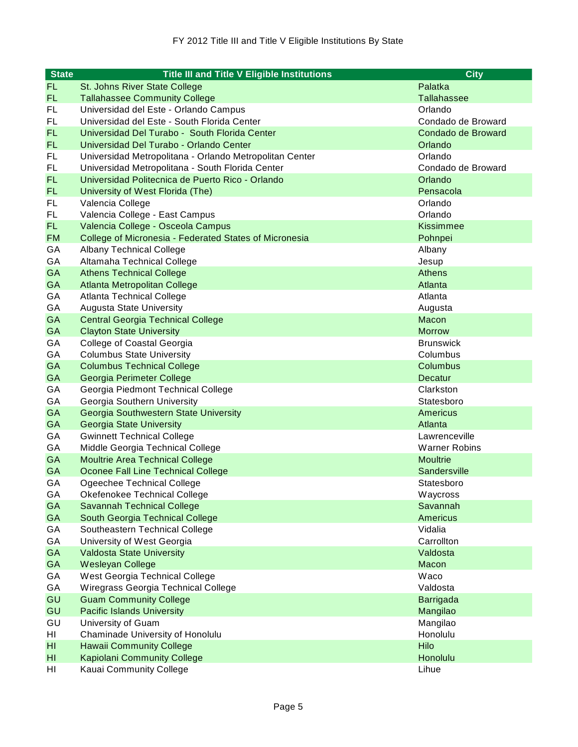FY 2012 Title III and Title V Eligible Institutions By State

| State | Title III and Title V Eligible Institutions | City |
|---|---|---|
| FL | St. Johns River State College | Palatka |
| FL | Tallahassee Community College | Tallahassee |
| FL | Universidad del Este - Orlando Campus | Orlando |
| FL | Universidad del Este - South Florida Center | Condado de Broward |
| FL | Universidad Del Turabo - South Florida Center | Condado de Broward |
| FL | Universidad Del Turabo - Orlando Center | Orlando |
| FL | Universidad Metropolitana - Orlando Metropolitan Center | Orlando |
| FL | Universidad Metropolitana - South Florida Center | Condado de Broward |
| FL | Universidad Politecnica de Puerto Rico - Orlando | Orlando |
| FL | University of West Florida (The) | Pensacola |
| FL | Valencia College | Orlando |
| FL | Valencia College - East Campus | Orlando |
| FL | Valencia College - Osceola Campus | Kissimmee |
| FM | College of Micronesia - Federated States of Micronesia | Pohnpei |
| GA | Albany Technical College | Albany |
| GA | Altamaha Technical College | Jesup |
| GA | Athens Technical College | Athens |
| GA | Atlanta Metropolitan College | Atlanta |
| GA | Atlanta Technical College | Atlanta |
| GA | Augusta State University | Augusta |
| GA | Central Georgia Technical College | Macon |
| GA | Clayton State University | Morrow |
| GA | College of Coastal Georgia | Brunswick |
| GA | Columbus State University | Columbus |
| GA | Columbus Technical College | Columbus |
| GA | Georgia Perimeter College | Decatur |
| GA | Georgia Piedmont Technical College | Clarkston |
| GA | Georgia Southern University | Statesboro |
| GA | Georgia Southwestern State University | Americus |
| GA | Georgia State University | Atlanta |
| GA | Gwinnett Technical College | Lawrenceville |
| GA | Middle Georgia Technical College | Warner Robins |
| GA | Moultrie Area Technical College | Moultrie |
| GA | Oconee Fall Line Technical College | Sandersville |
| GA | Ogeechee Technical College | Statesboro |
| GA | Okefenokee Technical College | Waycross |
| GA | Savannah Technical College | Savannah |
| GA | South Georgia Technical College | Americus |
| GA | Southeastern Technical College | Vidalia |
| GA | University of West Georgia | Carrollton |
| GA | Valdosta State University | Valdosta |
| GA | Wesleyan College | Macon |
| GA | West Georgia Technical College | Waco |
| GA | Wiregrass Georgia Technical College | Valdosta |
| GU | Guam Community College | Barrigada |
| GU | Pacific Islands University | Mangilao |
| GU | University of Guam | Mangilao |
| HI | Chaminade University of Honolulu | Honolulu |
| HI | Hawaii Community College | Hilo |
| HI | Kapiolani Community College | Honolulu |
| HI | Kauai Community College | Lihue |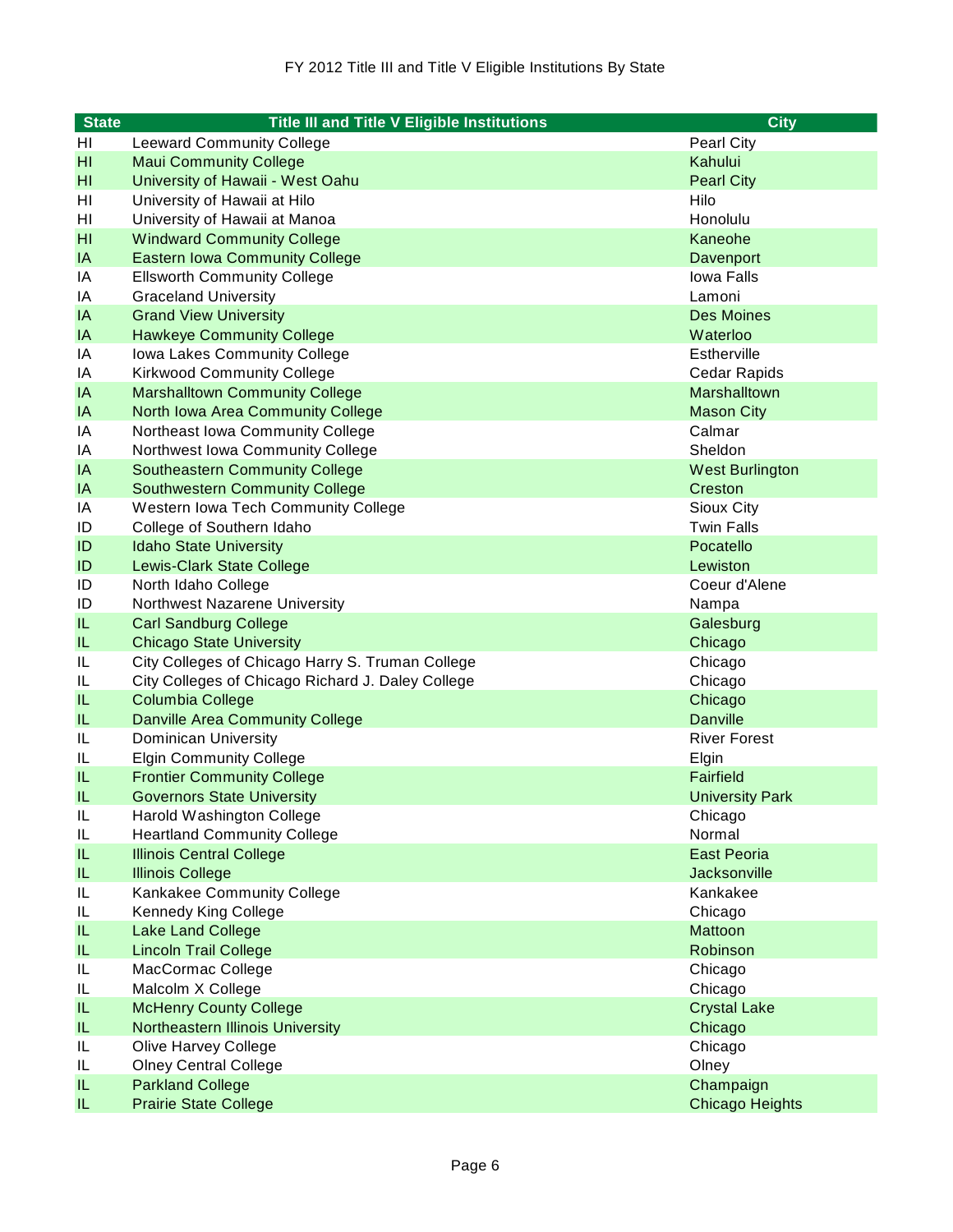FY 2012 Title III and Title V Eligible Institutions By State

| State | Title III and Title V Eligible Institutions | City |
|---|---|---|
| HI | Leeward Community College | Pearl City |
| HI | Maui Community College | Kahului |
| HI | University of Hawaii - West Oahu | Pearl City |
| HI | University of Hawaii at Hilo | Hilo |
| HI | University of Hawaii at Manoa | Honolulu |
| HI | Windward Community College | Kaneohe |
| IA | Eastern Iowa Community College | Davenport |
| IA | Ellsworth Community College | Iowa Falls |
| IA | Graceland University | Lamoni |
| IA | Grand View University | Des Moines |
| IA | Hawkeye Community College | Waterloo |
| IA | Iowa Lakes Community College | Estherville |
| IA | Kirkwood Community College | Cedar Rapids |
| IA | Marshalltown Community College | Marshalltown |
| IA | North Iowa Area Community College | Mason City |
| IA | Northeast Iowa Community College | Calmar |
| IA | Northwest Iowa Community College | Sheldon |
| IA | Southeastern Community College | West Burlington |
| IA | Southwestern Community College | Creston |
| IA | Western Iowa Tech Community College | Sioux City |
| ID | College of Southern Idaho | Twin Falls |
| ID | Idaho State University | Pocatello |
| ID | Lewis-Clark State College | Lewiston |
| ID | North Idaho College | Coeur d'Alene |
| ID | Northwest Nazarene University | Nampa |
| IL | Carl Sandburg College | Galesburg |
| IL | Chicago State University | Chicago |
| IL | City Colleges of Chicago Harry S. Truman College | Chicago |
| IL | City Colleges of Chicago Richard J. Daley College | Chicago |
| IL | Columbia College | Chicago |
| IL | Danville Area Community College | Danville |
| IL | Dominican University | River Forest |
| IL | Elgin Community College | Elgin |
| IL | Frontier Community College | Fairfield |
| IL | Governors State University | University Park |
| IL | Harold Washington College | Chicago |
| IL | Heartland Community College | Normal |
| IL | Illinois Central College | East Peoria |
| IL | Illinois College | Jacksonville |
| IL | Kankakee Community College | Kankakee |
| IL | Kennedy King College | Chicago |
| IL | Lake Land College | Mattoon |
| IL | Lincoln Trail College | Robinson |
| IL | MacCormac College | Chicago |
| IL | Malcolm X College | Chicago |
| IL | McHenry County College | Crystal Lake |
| IL | Northeastern Illinois University | Chicago |
| IL | Olive Harvey College | Chicago |
| IL | Olney Central College | Olney |
| IL | Parkland College | Champaign |
| IL | Prairie State College | Chicago Heights |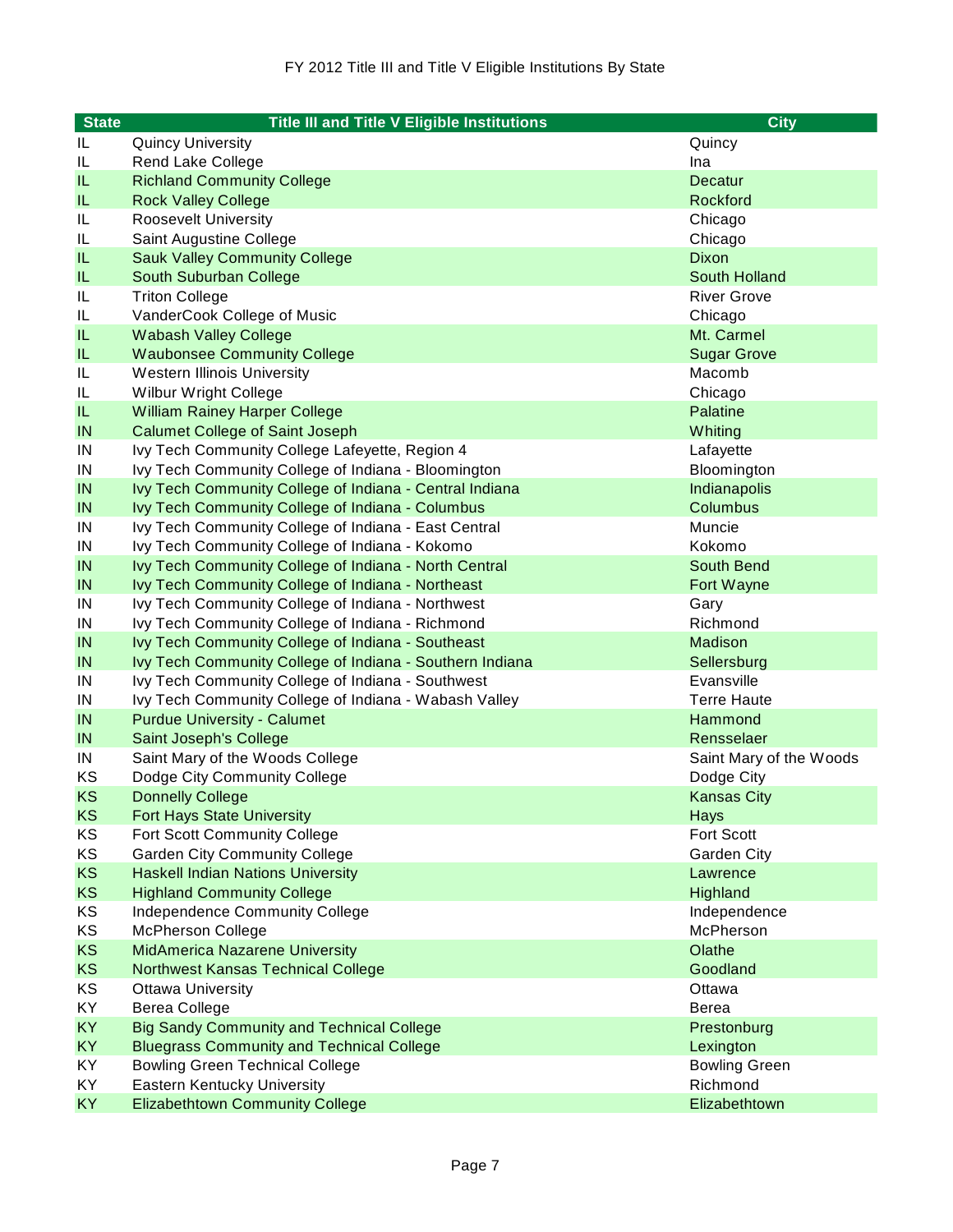FY 2012 Title III and Title V Eligible Institutions By State

| State | Title III and Title V Eligible Institutions | City |
| --- | --- | --- |
| IL | Quincy University | Quincy |
| IL | Rend Lake College | Ina |
| IL | Richland Community College | Decatur |
| IL | Rock Valley College | Rockford |
| IL | Roosevelt University | Chicago |
| IL | Saint Augustine College | Chicago |
| IL | Sauk Valley Community College | Dixon |
| IL | South Suburban College | South Holland |
| IL | Triton College | River Grove |
| IL | VanderCook College of Music | Chicago |
| IL | Wabash Valley College | Mt. Carmel |
| IL | Waubonsee Community College | Sugar Grove |
| IL | Western Illinois University | Macomb |
| IL | Wilbur Wright College | Chicago |
| IL | William Rainey Harper College | Palatine |
| IN | Calumet College of Saint Joseph | Whiting |
| IN | Ivy Tech Community College Lafeyette, Region 4 | Lafayette |
| IN | Ivy Tech Community College of Indiana - Bloomington | Bloomington |
| IN | Ivy Tech Community College of Indiana - Central Indiana | Indianapolis |
| IN | Ivy Tech Community College of Indiana - Columbus | Columbus |
| IN | Ivy Tech Community College of Indiana - East Central | Muncie |
| IN | Ivy Tech Community College of Indiana - Kokomo | Kokomo |
| IN | Ivy Tech Community College of Indiana - North Central | South Bend |
| IN | Ivy Tech Community College of Indiana - Northeast | Fort Wayne |
| IN | Ivy Tech Community College of Indiana - Northwest | Gary |
| IN | Ivy Tech Community College of Indiana - Richmond | Richmond |
| IN | Ivy Tech Community College of Indiana - Southeast | Madison |
| IN | Ivy Tech Community College of Indiana - Southern Indiana | Sellersburg |
| IN | Ivy Tech Community College of Indiana - Southwest | Evansville |
| IN | Ivy Tech Community College of Indiana - Wabash Valley | Terre Haute |
| IN | Purdue University - Calumet | Hammond |
| IN | Saint Joseph's College | Rensselaer |
| IN | Saint Mary of the Woods College | Saint Mary of the Woods |
| KS | Dodge City Community College | Dodge City |
| KS | Donnelly College | Kansas City |
| KS | Fort Hays State University | Hays |
| KS | Fort Scott Community College | Fort Scott |
| KS | Garden City Community College | Garden City |
| KS | Haskell Indian Nations University | Lawrence |
| KS | Highland Community College | Highland |
| KS | Independence Community College | Independence |
| KS | McPherson College | McPherson |
| KS | MidAmerica Nazarene University | Olathe |
| KS | Northwest Kansas Technical College | Goodland |
| KS | Ottawa University | Ottawa |
| KY | Berea College | Berea |
| KY | Big Sandy Community and Technical College | Prestonburg |
| KY | Bluegrass Community and Technical College | Lexington |
| KY | Bowling Green Technical College | Bowling Green |
| KY | Eastern Kentucky University | Richmond |
| KY | Elizabethtown Community College | Elizabethtown |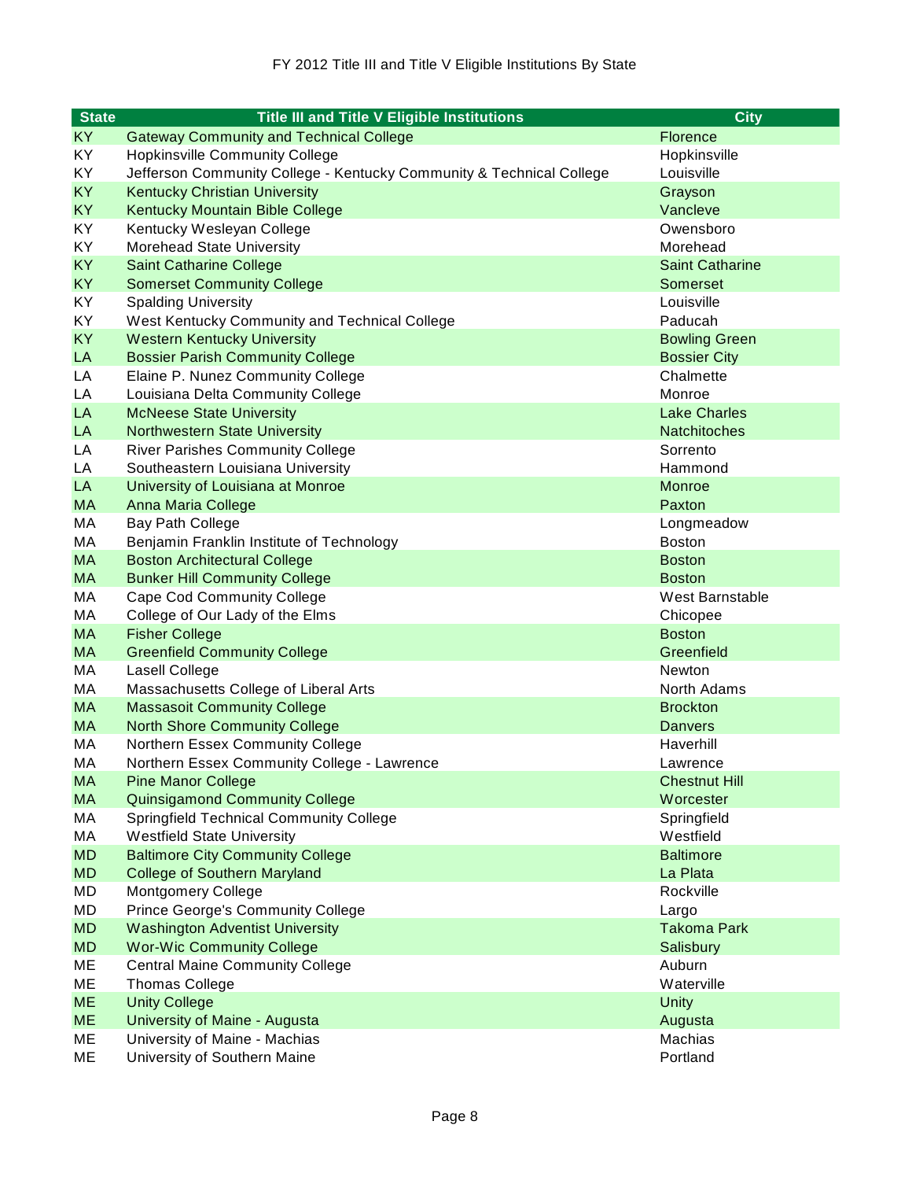FY 2012 Title III and Title V Eligible Institutions By State

| State | Title III and Title V Eligible Institutions | City |
| --- | --- | --- |
| KY | Gateway Community and Technical College | Florence |
| KY | Hopkinsville Community College | Hopkinsville |
| KY | Jefferson Community College - Kentucky Community & Technical College | Louisville |
| KY | Kentucky Christian University | Grayson |
| KY | Kentucky Mountain Bible College | Vancleve |
| KY | Kentucky Wesleyan College | Owensboro |
| KY | Morehead State University | Morehead |
| KY | Saint Catharine College | Saint Catharine |
| KY | Somerset Community College | Somerset |
| KY | Spalding University | Louisville |
| KY | West Kentucky Community and Technical College | Paducah |
| KY | Western Kentucky University | Bowling Green |
| LA | Bossier Parish Community College | Bossier City |
| LA | Elaine P. Nunez Community College | Chalmette |
| LA | Louisiana Delta Community College | Monroe |
| LA | McNeese State University | Lake Charles |
| LA | Northwestern State University | Natchitoches |
| LA | River Parishes Community College | Sorrento |
| LA | Southeastern Louisiana University | Hammond |
| LA | University of Louisiana at Monroe | Monroe |
| MA | Anna Maria College | Paxton |
| MA | Bay Path College | Longmeadow |
| MA | Benjamin Franklin Institute of Technology | Boston |
| MA | Boston Architectural College | Boston |
| MA | Bunker Hill Community College | Boston |
| MA | Cape Cod Community College | West Barnstable |
| MA | College of Our Lady of the Elms | Chicopee |
| MA | Fisher College | Boston |
| MA | Greenfield Community College | Greenfield |
| MA | Lasell College | Newton |
| MA | Massachusetts College of Liberal Arts | North Adams |
| MA | Massasoit Community College | Brockton |
| MA | North Shore Community College | Danvers |
| MA | Northern Essex Community College | Haverhill |
| MA | Northern Essex Community College - Lawrence | Lawrence |
| MA | Pine Manor College | Chestnut Hill |
| MA | Quinsigamond Community College | Worcester |
| MA | Springfield Technical Community College | Springfield |
| MA | Westfield State University | Westfield |
| MD | Baltimore City Community College | Baltimore |
| MD | College of Southern Maryland | La Plata |
| MD | Montgomery College | Rockville |
| MD | Prince George's Community College | Largo |
| MD | Washington Adventist University | Takoma Park |
| MD | Wor-Wic Community College | Salisbury |
| ME | Central Maine Community College | Auburn |
| ME | Thomas College | Waterville |
| ME | Unity College | Unity |
| ME | University of Maine - Augusta | Augusta |
| ME | University of Maine - Machias | Machias |
| ME | University of Southern Maine | Portland |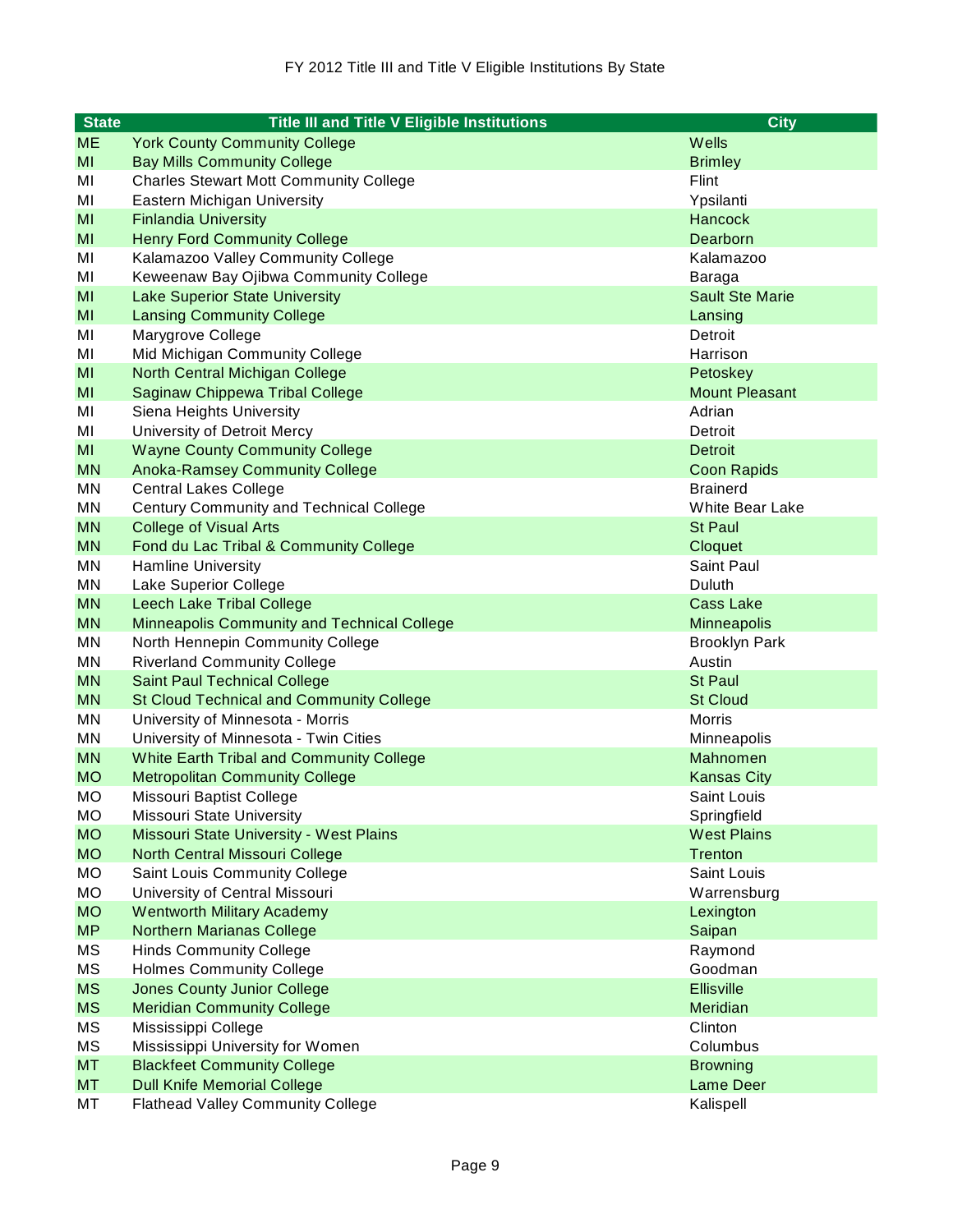FY 2012 Title III and Title V Eligible Institutions By State

| State | Title III and Title V Eligible Institutions | City |
| --- | --- | --- |
| ME | York County Community College | Wells |
| MI | Bay Mills Community College | Brimley |
| MI | Charles Stewart Mott Community College | Flint |
| MI | Eastern Michigan University | Ypsilanti |
| MI | Finlandia University | Hancock |
| MI | Henry Ford Community College | Dearborn |
| MI | Kalamazoo Valley Community College | Kalamazoo |
| MI | Keweenaw Bay Ojibwa Community College | Baraga |
| MI | Lake Superior State University | Sault Ste Marie |
| MI | Lansing Community College | Lansing |
| MI | Marygrove College | Detroit |
| MI | Mid Michigan Community College | Harrison |
| MI | North Central Michigan College | Petoskey |
| MI | Saginaw Chippewa Tribal College | Mount Pleasant |
| MI | Siena Heights University | Adrian |
| MI | University of Detroit Mercy | Detroit |
| MI | Wayne County Community College | Detroit |
| MN | Anoka-Ramsey Community College | Coon Rapids |
| MN | Central Lakes College | Brainerd |
| MN | Century Community and Technical College | White Bear Lake |
| MN | College of Visual Arts | St Paul |
| MN | Fond du Lac Tribal & Community College | Cloquet |
| MN | Hamline University | Saint Paul |
| MN | Lake Superior College | Duluth |
| MN | Leech Lake Tribal College | Cass Lake |
| MN | Minneapolis Community and Technical College | Minneapolis |
| MN | North Hennepin Community College | Brooklyn Park |
| MN | Riverland Community College | Austin |
| MN | Saint Paul Technical College | St Paul |
| MN | St Cloud Technical and Community College | St Cloud |
| MN | University of Minnesota - Morris | Morris |
| MN | University of Minnesota - Twin Cities | Minneapolis |
| MN | White Earth Tribal and Community College | Mahnomen |
| MO | Metropolitan Community College | Kansas City |
| MO | Missouri Baptist College | Saint Louis |
| MO | Missouri State University | Springfield |
| MO | Missouri State University - West Plains | West Plains |
| MO | North Central Missouri College | Trenton |
| MO | Saint Louis Community College | Saint Louis |
| MO | University of Central Missouri | Warrensburg |
| MO | Wentworth Military Academy | Lexington |
| MP | Northern Marianas College | Saipan |
| MS | Hinds Community College | Raymond |
| MS | Holmes Community College | Goodman |
| MS | Jones County Junior College | Ellisville |
| MS | Meridian Community College | Meridian |
| MS | Mississippi College | Clinton |
| MS | Mississippi University for Women | Columbus |
| MT | Blackfeet Community College | Browning |
| MT | Dull Knife Memorial College | Lame Deer |
| MT | Flathead Valley Community College | Kalispell |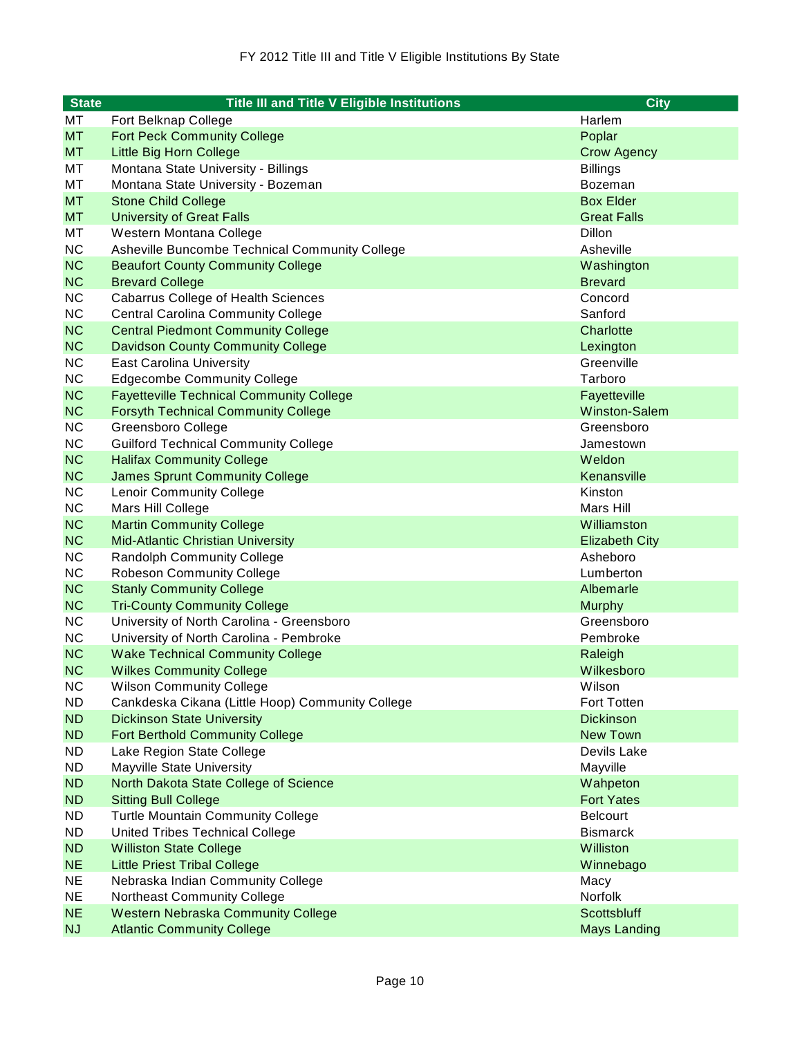FY 2012 Title III and Title V Eligible Institutions By State

| State | Title III and Title V Eligible Institutions | City |
|---|---|---|
| MT | Fort Belknap College | Harlem |
| MT | Fort Peck Community College | Poplar |
| MT | Little Big Horn College | Crow Agency |
| MT | Montana State University - Billings | Billings |
| MT | Montana State University - Bozeman | Bozeman |
| MT | Stone Child College | Box Elder |
| MT | University of Great Falls | Great Falls |
| MT | Western Montana College | Dillon |
| NC | Asheville Buncombe Technical Community College | Asheville |
| NC | Beaufort County Community College | Washington |
| NC | Brevard College | Brevard |
| NC | Cabarrus College of Health Sciences | Concord |
| NC | Central Carolina Community College | Sanford |
| NC | Central Piedmont Community College | Charlotte |
| NC | Davidson County Community College | Lexington |
| NC | East Carolina University | Greenville |
| NC | Edgecombe Community College | Tarboro |
| NC | Fayetteville Technical Community College | Fayetteville |
| NC | Forsyth Technical Community College | Winston-Salem |
| NC | Greensboro College | Greensboro |
| NC | Guilford Technical Community College | Jamestown |
| NC | Halifax Community College | Weldon |
| NC | James Sprunt Community College | Kenansville |
| NC | Lenoir Community College | Kinston |
| NC | Mars Hill College | Mars Hill |
| NC | Martin Community College | Williamston |
| NC | Mid-Atlantic Christian University | Elizabeth City |
| NC | Randolph Community College | Asheboro |
| NC | Robeson Community College | Lumberton |
| NC | Stanly Community College | Albemarle |
| NC | Tri-County Community College | Murphy |
| NC | University of North Carolina - Greensboro | Greensboro |
| NC | University of North Carolina - Pembroke | Pembroke |
| NC | Wake Technical Community College | Raleigh |
| NC | Wilkes Community College | Wilkesboro |
| NC | Wilson Community College | Wilson |
| ND | Cankdeska Cikana (Little Hoop) Community College | Fort Totten |
| ND | Dickinson State University | Dickinson |
| ND | Fort Berthold Community College | New Town |
| ND | Lake Region State College | Devils Lake |
| ND | Mayville State University | Mayville |
| ND | North Dakota State College of Science | Wahpeton |
| ND | Sitting Bull College | Fort Yates |
| ND | Turtle Mountain Community College | Belcourt |
| ND | United Tribes Technical College | Bismarck |
| ND | Williston State College | Williston |
| NE | Little Priest Tribal College | Winnebago |
| NE | Nebraska Indian Community College | Macy |
| NE | Northeast Community College | Norfolk |
| NE | Western Nebraska Community College | Scottsbluff |
| NJ | Atlantic Community College | Mays Landing |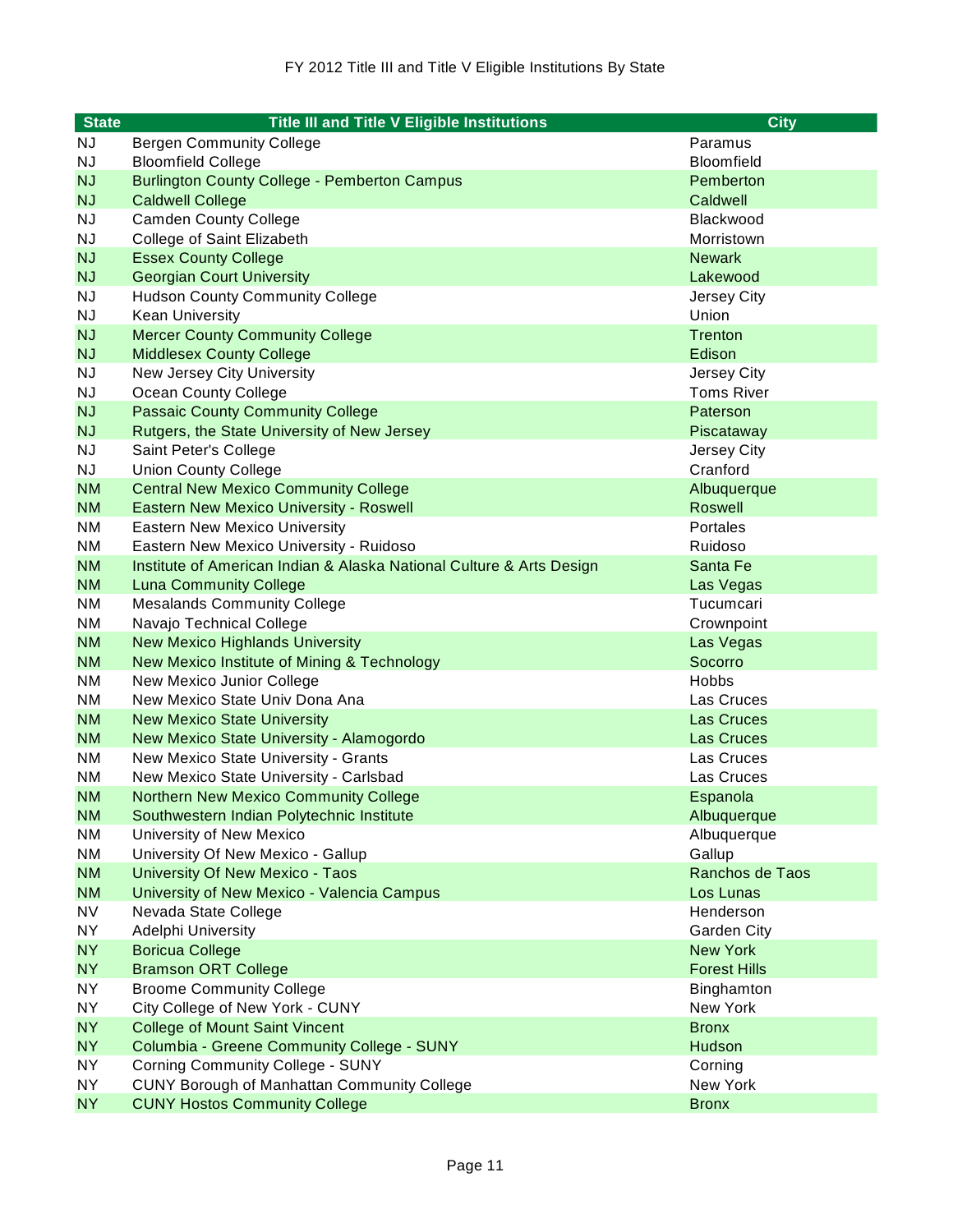FY 2012 Title III and Title V Eligible Institutions By State

| State | Title III and Title V Eligible Institutions | City |
|---|---|---|
| NJ | Bergen Community College | Paramus |
| NJ | Bloomfield College | Bloomfield |
| NJ | Burlington County College - Pemberton Campus | Pemberton |
| NJ | Caldwell College | Caldwell |
| NJ | Camden County College | Blackwood |
| NJ | College of Saint Elizabeth | Morristown |
| NJ | Essex County College | Newark |
| NJ | Georgian Court University | Lakewood |
| NJ | Hudson County Community College | Jersey City |
| NJ | Kean University | Union |
| NJ | Mercer County Community College | Trenton |
| NJ | Middlesex County College | Edison |
| NJ | New Jersey City University | Jersey City |
| NJ | Ocean County College | Toms River |
| NJ | Passaic County Community College | Paterson |
| NJ | Rutgers, the State University of New Jersey | Piscataway |
| NJ | Saint Peter's College | Jersey City |
| NJ | Union County College | Cranford |
| NM | Central New Mexico Community College | Albuquerque |
| NM | Eastern New Mexico University - Roswell | Roswell |
| NM | Eastern New Mexico University | Portales |
| NM | Eastern New Mexico University - Ruidoso | Ruidoso |
| NM | Institute of American Indian & Alaska National Culture & Arts Design | Santa Fe |
| NM | Luna Community College | Las Vegas |
| NM | Mesalands Community College | Tucumcari |
| NM | Navajo Technical College | Crownpoint |
| NM | New Mexico Highlands University | Las Vegas |
| NM | New Mexico Institute of Mining & Technology | Socorro |
| NM | New Mexico Junior College | Hobbs |
| NM | New Mexico State Univ Dona Ana | Las Cruces |
| NM | New Mexico State University | Las Cruces |
| NM | New Mexico State University - Alamogordo | Las Cruces |
| NM | New Mexico State University - Grants | Las Cruces |
| NM | New Mexico State University - Carlsbad | Las Cruces |
| NM | Northern New Mexico Community College | Espanola |
| NM | Southwestern Indian Polytechnic Institute | Albuquerque |
| NM | University of New Mexico | Albuquerque |
| NM | University Of New Mexico - Gallup | Gallup |
| NM | University Of New Mexico - Taos | Ranchos de Taos |
| NM | University of New Mexico - Valencia Campus | Los Lunas |
| NV | Nevada State College | Henderson |
| NY | Adelphi University | Garden City |
| NY | Boricua College | New York |
| NY | Bramson ORT College | Forest Hills |
| NY | Broome Community College | Binghamton |
| NY | City College of New York - CUNY | New York |
| NY | College of Mount Saint Vincent | Bronx |
| NY | Columbia - Greene Community College - SUNY | Hudson |
| NY | Corning Community College - SUNY | Corning |
| NY | CUNY Borough of Manhattan Community College | New York |
| NY | CUNY Hostos Community College | Bronx |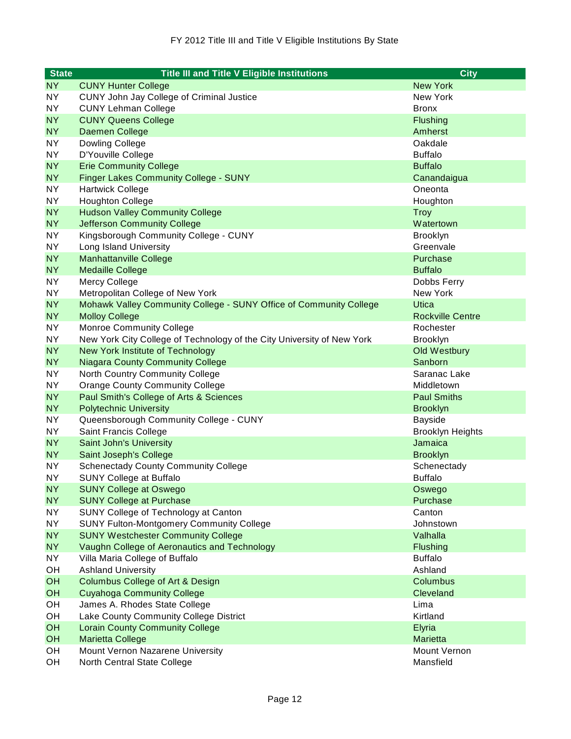FY 2012 Title III and Title V Eligible Institutions By State

| State | Title III and Title V Eligible Institutions | City |
|---|---|---|
| NY | CUNY Hunter College | New York |
| NY | CUNY John Jay College of Criminal Justice | New York |
| NY | CUNY Lehman College | Bronx |
| NY | CUNY Queens College | Flushing |
| NY | Daemen College | Amherst |
| NY | Dowling College | Oakdale |
| NY | D'Youville College | Buffalo |
| NY | Erie Community College | Buffalo |
| NY | Finger Lakes Community College - SUNY | Canandaigua |
| NY | Hartwick College | Oneonta |
| NY | Houghton College | Houghton |
| NY | Hudson Valley Community College | Troy |
| NY | Jefferson Community College | Watertown |
| NY | Kingsborough Community College - CUNY | Brooklyn |
| NY | Long Island University | Greenvale |
| NY | Manhattanville College | Purchase |
| NY | Medaille College | Buffalo |
| NY | Mercy College | Dobbs Ferry |
| NY | Metropolitan College of New York | New York |
| NY | Mohawk Valley Community College - SUNY Office of Community College | Utica |
| NY | Molloy College | Rockville Centre |
| NY | Monroe Community College | Rochester |
| NY | New York City College of Technology of the City University of New York | Brooklyn |
| NY | New York Institute of Technology | Old Westbury |
| NY | Niagara County Community College | Sanborn |
| NY | North Country Community College | Saranac Lake |
| NY | Orange County Community College | Middletown |
| NY | Paul Smith's College of Arts & Sciences | Paul Smiths |
| NY | Polytechnic University | Brooklyn |
| NY | Queensborough Community College - CUNY | Bayside |
| NY | Saint Francis College | Brooklyn Heights |
| NY | Saint John's University | Jamaica |
| NY | Saint Joseph's College | Brooklyn |
| NY | Schenectady County Community College | Schenectady |
| NY | SUNY College at Buffalo | Buffalo |
| NY | SUNY College at Oswego | Oswego |
| NY | SUNY College at Purchase | Purchase |
| NY | SUNY College of Technology at Canton | Canton |
| NY | SUNY Fulton-Montgomery Community College | Johnstown |
| NY | SUNY Westchester Community College | Valhalla |
| NY | Vaughn College of Aeronautics and Technology | Flushing |
| NY | Villa Maria College of Buffalo | Buffalo |
| OH | Ashland University | Ashland |
| OH | Columbus College of Art & Design | Columbus |
| OH | Cuyahoga Community College | Cleveland |
| OH | James A. Rhodes State College | Lima |
| OH | Lake County Community College District | Kirtland |
| OH | Lorain County Community College | Elyria |
| OH | Marietta College | Marietta |
| OH | Mount Vernon Nazarene University | Mount Vernon |
| OH | North Central State College | Mansfield |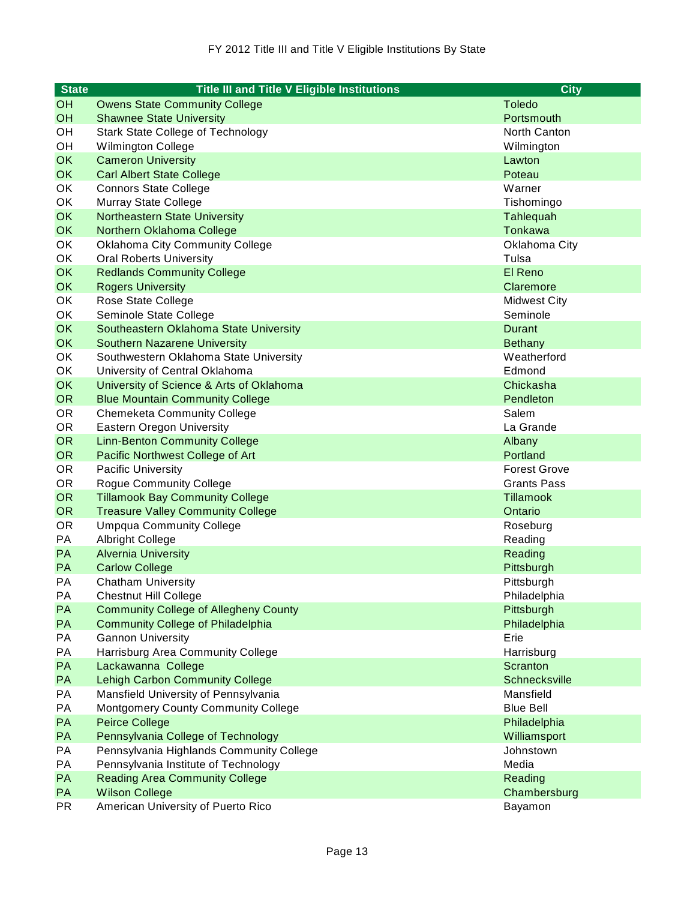FY 2012 Title III and Title V Eligible Institutions By State

| State | Title III and Title V Eligible Institutions | City |
|---|---|---|
| OH | Owens State Community College | Toledo |
| OH | Shawnee State University | Portsmouth |
| OH | Stark State College of Technology | North Canton |
| OH | Wilmington College | Wilmington |
| OK | Cameron University | Lawton |
| OK | Carl Albert State College | Poteau |
| OK | Connors State College | Warner |
| OK | Murray State College | Tishomingo |
| OK | Northeastern State University | Tahlequah |
| OK | Northern Oklahoma College | Tonkawa |
| OK | Oklahoma City Community College | Oklahoma City |
| OK | Oral Roberts University | Tulsa |
| OK | Redlands Community College | El Reno |
| OK | Rogers University | Claremore |
| OK | Rose State College | Midwest City |
| OK | Seminole State College | Seminole |
| OK | Southeastern Oklahoma State University | Durant |
| OK | Southern Nazarene University | Bethany |
| OK | Southwestern Oklahoma State University | Weatherford |
| OK | University of Central Oklahoma | Edmond |
| OK | University of Science & Arts of Oklahoma | Chickasha |
| OR | Blue Mountain Community College | Pendleton |
| OR | Chemeketa Community College | Salem |
| OR | Eastern Oregon University | La Grande |
| OR | Linn-Benton Community College | Albany |
| OR | Pacific Northwest College of Art | Portland |
| OR | Pacific University | Forest Grove |
| OR | Rogue Community College | Grants Pass |
| OR | Tillamook Bay Community College | Tillamook |
| OR | Treasure Valley Community College | Ontario |
| OR | Umpqua Community College | Roseburg |
| PA | Albright College | Reading |
| PA | Alvernia University | Reading |
| PA | Carlow College | Pittsburgh |
| PA | Chatham University | Pittsburgh |
| PA | Chestnut Hill College | Philadelphia |
| PA | Community College of Allegheny County | Pittsburgh |
| PA | Community College of Philadelphia | Philadelphia |
| PA | Gannon University | Erie |
| PA | Harrisburg Area Community College | Harrisburg |
| PA | Lackawanna College | Scranton |
| PA | Lehigh Carbon Community College | Schnecksville |
| PA | Mansfield University of Pennsylvania | Mansfield |
| PA | Montgomery County Community College | Blue Bell |
| PA | Peirce College | Philadelphia |
| PA | Pennsylvania College of Technology | Williamsport |
| PA | Pennsylvania Highlands Community College | Johnstown |
| PA | Pennsylvania Institute of Technology | Media |
| PA | Reading Area Community College | Reading |
| PA | Wilson College | Chambersburg |
| PR | American University of Puerto Rico | Bayamon |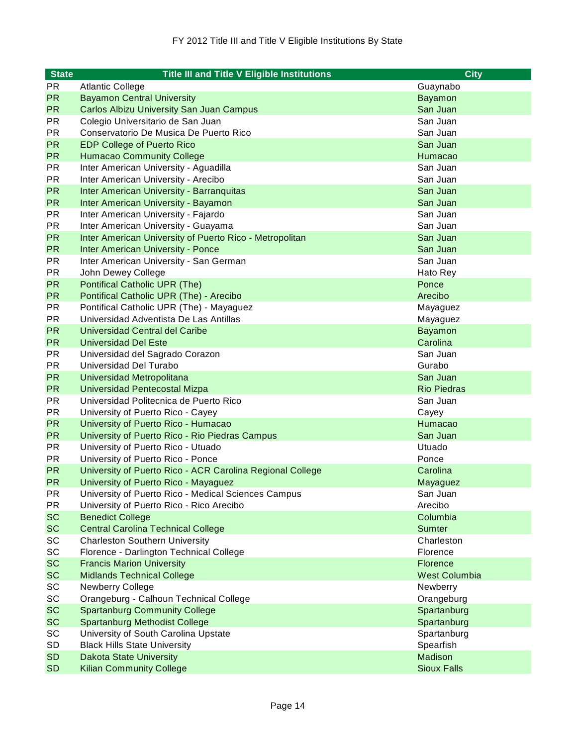FY 2012 Title III and Title V Eligible Institutions By State

| State | Title III and Title V Eligible Institutions | City |
|---|---|---|
| PR | Atlantic College | Guaynabo |
| PR | Bayamon Central University | Bayamon |
| PR | Carlos Albizu University San Juan Campus | San Juan |
| PR | Colegio Universitario de San Juan | San Juan |
| PR | Conservatorio De Musica De Puerto Rico | San Juan |
| PR | EDP College of Puerto Rico | San Juan |
| PR | Humacao Community College | Humacao |
| PR | Inter American University - Aguadilla | San Juan |
| PR | Inter American University - Arecibo | San Juan |
| PR | Inter American University - Barranquitas | San Juan |
| PR | Inter American University - Bayamon | San Juan |
| PR | Inter American University - Fajardo | San Juan |
| PR | Inter American University - Guayama | San Juan |
| PR | Inter American University of Puerto Rico - Metropolitan | San Juan |
| PR | Inter American University - Ponce | San Juan |
| PR | Inter American University - San German | San Juan |
| PR | John Dewey College | Hato Rey |
| PR | Pontifical Catholic UPR (The) | Ponce |
| PR | Pontifical Catholic UPR (The) - Arecibo | Arecibo |
| PR | Pontifical Catholic UPR (The) - Mayaguez | Mayaguez |
| PR | Universidad Adventista De Las Antillas | Mayaguez |
| PR | Universidad Central del Caribe | Bayamon |
| PR | Universidad Del Este | Carolina |
| PR | Universidad del Sagrado Corazon | San Juan |
| PR | Universidad Del Turabo | Gurabo |
| PR | Universidad Metropolitana | San Juan |
| PR | Universidad Pentecostal Mizpa | Rio Piedras |
| PR | Universidad Politecnica de Puerto Rico | San Juan |
| PR | University of Puerto Rico - Cayey | Cayey |
| PR | University of Puerto Rico - Humacao | Humacao |
| PR | University of Puerto Rico - Rio Piedras Campus | San Juan |
| PR | University of Puerto Rico - Utuado | Utuado |
| PR | University of Puerto Rico - Ponce | Ponce |
| PR | University of Puerto Rico - ACR Carolina Regional College | Carolina |
| PR | University of Puerto Rico - Mayaguez | Mayaguez |
| PR | University of Puerto Rico - Medical Sciences Campus | San Juan |
| PR | University of Puerto Rico - Rico Arecibo | Arecibo |
| SC | Benedict College | Columbia |
| SC | Central Carolina Technical College | Sumter |
| SC | Charleston Southern University | Charleston |
| SC | Florence - Darlington Technical College | Florence |
| SC | Francis Marion University | Florence |
| SC | Midlands Technical College | West Columbia |
| SC | Newberry College | Newberry |
| SC | Orangeburg - Calhoun Technical College | Orangeburg |
| SC | Spartanburg Community College | Spartanburg |
| SC | Spartanburg Methodist College | Spartanburg |
| SC | University of South Carolina Upstate | Spartanburg |
| SD | Black Hills State University | Spearfish |
| SD | Dakota State University | Madison |
| SD | Kilian Community College | Sioux Falls |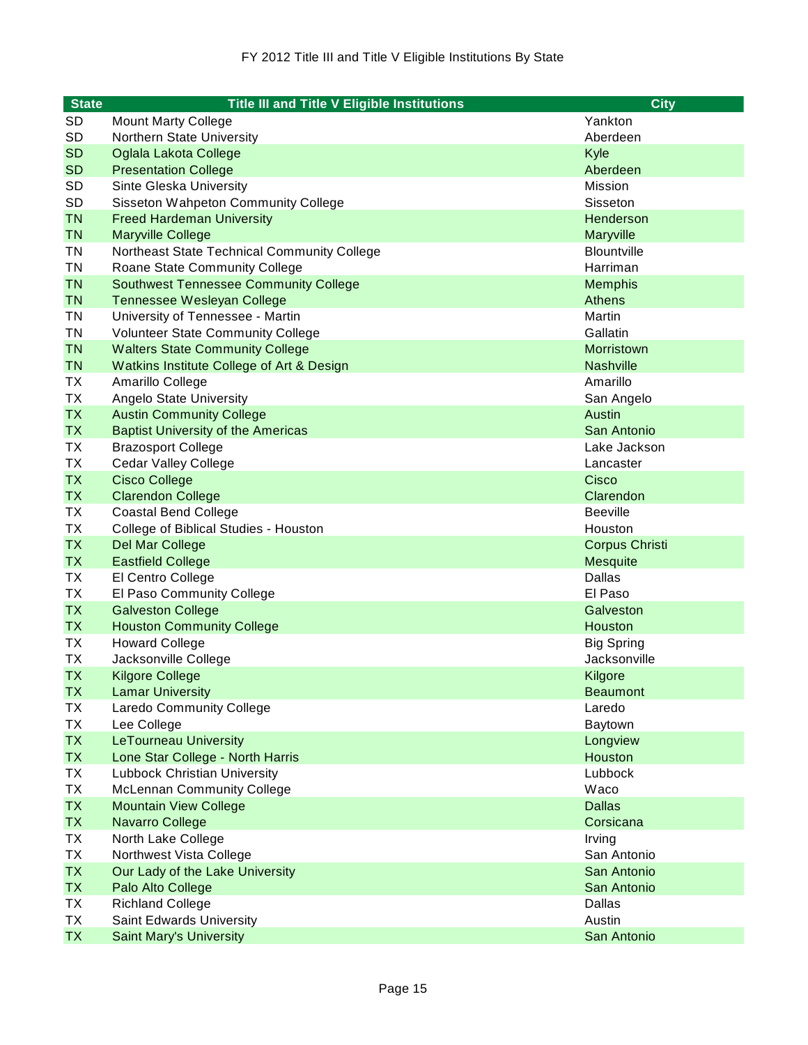FY 2012 Title III and Title V Eligible Institutions By State

| State | Title III and Title V Eligible Institutions | City |
|---|---|---|
| SD | Mount Marty College | Yankton |
| SD | Northern State University | Aberdeen |
| SD | Oglala Lakota College | Kyle |
| SD | Presentation College | Aberdeen |
| SD | Sinte Gleska University | Mission |
| SD | Sisseton Wahpeton Community College | Sisseton |
| TN | Freed Hardeman University | Henderson |
| TN | Maryville College | Maryville |
| TN | Northeast State Technical Community College | Blountville |
| TN | Roane State Community College | Harriman |
| TN | Southwest Tennessee Community College | Memphis |
| TN | Tennessee Wesleyan College | Athens |
| TN | University of Tennessee - Martin | Martin |
| TN | Volunteer State Community College | Gallatin |
| TN | Walters State Community College | Morristown |
| TN | Watkins Institute College of Art & Design | Nashville |
| TX | Amarillo College | Amarillo |
| TX | Angelo State University | San Angelo |
| TX | Austin Community College | Austin |
| TX | Baptist University of the Americas | San Antonio |
| TX | Brazosport College | Lake Jackson |
| TX | Cedar Valley College | Lancaster |
| TX | Cisco College | Cisco |
| TX | Clarendon College | Clarendon |
| TX | Coastal Bend College | Beeville |
| TX | College of Biblical Studies - Houston | Houston |
| TX | Del Mar College | Corpus Christi |
| TX | Eastfield College | Mesquite |
| TX | El Centro College | Dallas |
| TX | El Paso Community College | El Paso |
| TX | Galveston College | Galveston |
| TX | Houston Community College | Houston |
| TX | Howard College | Big Spring |
| TX | Jacksonville College | Jacksonville |
| TX | Kilgore College | Kilgore |
| TX | Lamar University | Beaumont |
| TX | Laredo Community College | Laredo |
| TX | Lee College | Baytown |
| TX | LeTourneau University | Longview |
| TX | Lone Star College - North Harris | Houston |
| TX | Lubbock Christian University | Lubbock |
| TX | McLennan Community College | Waco |
| TX | Mountain View College | Dallas |
| TX | Navarro College | Corsicana |
| TX | North Lake College | Irving |
| TX | Northwest Vista College | San Antonio |
| TX | Our Lady of the Lake University | San Antonio |
| TX | Palo Alto College | San Antonio |
| TX | Richland College | Dallas |
| TX | Saint Edwards University | Austin |
| TX | Saint Mary's University | San Antonio |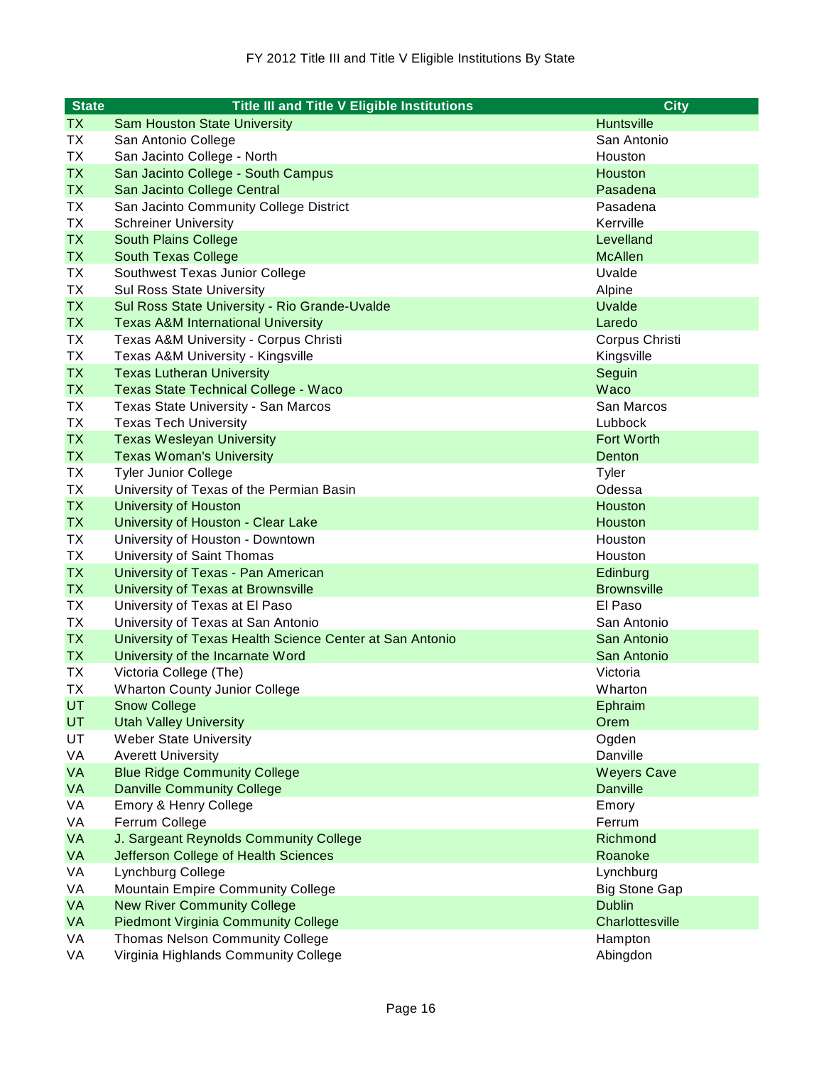FY 2012 Title III and Title V Eligible Institutions By State

| State | Title III and Title V Eligible Institutions | City |
|---|---|---|
| TX | Sam Houston State University | Huntsville |
| TX | San Antonio College | San Antonio |
| TX | San Jacinto College - North | Houston |
| TX | San Jacinto College - South Campus | Houston |
| TX | San Jacinto College Central | Pasadena |
| TX | San Jacinto Community College District | Pasadena |
| TX | Schreiner University | Kerrville |
| TX | South Plains College | Levelland |
| TX | South Texas College | McAllen |
| TX | Southwest Texas Junior College | Uvalde |
| TX | Sul Ross State University | Alpine |
| TX | Sul Ross State University - Rio Grande-Uvalde | Uvalde |
| TX | Texas A&M International University | Laredo |
| TX | Texas A&M University - Corpus Christi | Corpus Christi |
| TX | Texas A&M University - Kingsville | Kingsville |
| TX | Texas Lutheran University | Seguin |
| TX | Texas State Technical College - Waco | Waco |
| TX | Texas State University - San Marcos | San Marcos |
| TX | Texas Tech University | Lubbock |
| TX | Texas Wesleyan University | Fort Worth |
| TX | Texas Woman's University | Denton |
| TX | Tyler Junior College | Tyler |
| TX | University of Texas of the Permian Basin | Odessa |
| TX | University of Houston | Houston |
| TX | University of Houston - Clear Lake | Houston |
| TX | University of Houston - Downtown | Houston |
| TX | University of Saint Thomas | Houston |
| TX | University of Texas - Pan American | Edinburg |
| TX | University of Texas at Brownsville | Brownsville |
| TX | University of Texas at El Paso | El Paso |
| TX | University of Texas at San Antonio | San Antonio |
| TX | University of Texas Health Science Center at San Antonio | San Antonio |
| TX | University of the Incarnate Word | San Antonio |
| TX | Victoria College (The) | Victoria |
| TX | Wharton County Junior College | Wharton |
| UT | Snow College | Ephraim |
| UT | Utah Valley University | Orem |
| UT | Weber State University | Ogden |
| VA | Averett University | Danville |
| VA | Blue Ridge Community College | Weyers Cave |
| VA | Danville Community College | Danville |
| VA | Emory & Henry College | Emory |
| VA | Ferrum College | Ferrum |
| VA | J. Sargeant Reynolds Community College | Richmond |
| VA | Jefferson College of Health Sciences | Roanoke |
| VA | Lynchburg College | Lynchburg |
| VA | Mountain Empire Community College | Big Stone Gap |
| VA | New River Community College | Dublin |
| VA | Piedmont Virginia Community College | Charlottesville |
| VA | Thomas Nelson Community College | Hampton |
| VA | Virginia Highlands Community College | Abingdon |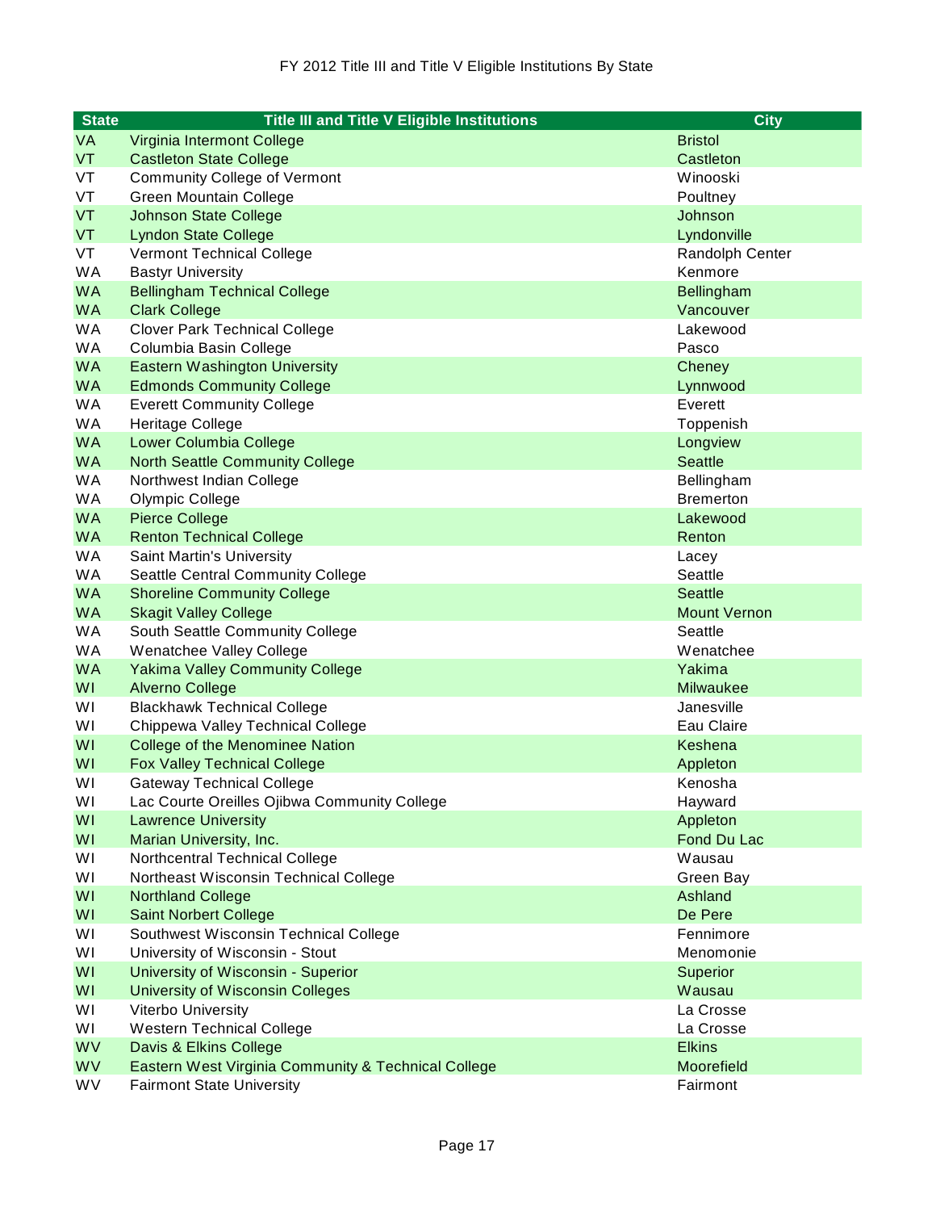FY 2012 Title III and Title V Eligible Institutions By State

| State | Title III and Title V Eligible Institutions | City |
|---|---|---|
| VA | Virginia Intermont College | Bristol |
| VT | Castleton State College | Castleton |
| VT | Community College of Vermont | Winooski |
| VT | Green Mountain College | Poultney |
| VT | Johnson State College | Johnson |
| VT | Lyndon State College | Lyndonville |
| VT | Vermont Technical College | Randolph Center |
| WA | Bastyr University | Kenmore |
| WA | Bellingham Technical College | Bellingham |
| WA | Clark College | Vancouver |
| WA | Clover Park Technical College | Lakewood |
| WA | Columbia Basin College | Pasco |
| WA | Eastern Washington University | Cheney |
| WA | Edmonds Community College | Lynnwood |
| WA | Everett Community College | Everett |
| WA | Heritage College | Toppenish |
| WA | Lower Columbia College | Longview |
| WA | North Seattle Community College | Seattle |
| WA | Northwest Indian College | Bellingham |
| WA | Olympic College | Bremerton |
| WA | Pierce College | Lakewood |
| WA | Renton Technical College | Renton |
| WA | Saint Martin's University | Lacey |
| WA | Seattle Central Community College | Seattle |
| WA | Shoreline Community College | Seattle |
| WA | Skagit Valley College | Mount Vernon |
| WA | South Seattle Community College | Seattle |
| WA | Wenatchee Valley College | Wenatchee |
| WA | Yakima Valley Community College | Yakima |
| WI | Alverno College | Milwaukee |
| WI | Blackhawk Technical College | Janesville |
| WI | Chippewa Valley Technical College | Eau Claire |
| WI | College of the Menominee Nation | Keshena |
| WI | Fox Valley Technical College | Appleton |
| WI | Gateway Technical College | Kenosha |
| WI | Lac Courte Oreilles Ojibwa Community College | Hayward |
| WI | Lawrence University | Appleton |
| WI | Marian University, Inc. | Fond Du Lac |
| WI | Northcentral Technical College | Wausau |
| WI | Northeast Wisconsin Technical College | Green Bay |
| WI | Northland College | Ashland |
| WI | Saint Norbert College | De Pere |
| WI | Southwest Wisconsin Technical College | Fennimore |
| WI | University of Wisconsin - Stout | Menomonie |
| WI | University of Wisconsin - Superior | Superior |
| WI | University of Wisconsin Colleges | Wausau |
| WI | Viterbo University | La Crosse |
| WI | Western Technical College | La Crosse |
| WV | Davis & Elkins College | Elkins |
| WV | Eastern West Virginia Community & Technical College | Moorefield |
| WV | Fairmont State University | Fairmont |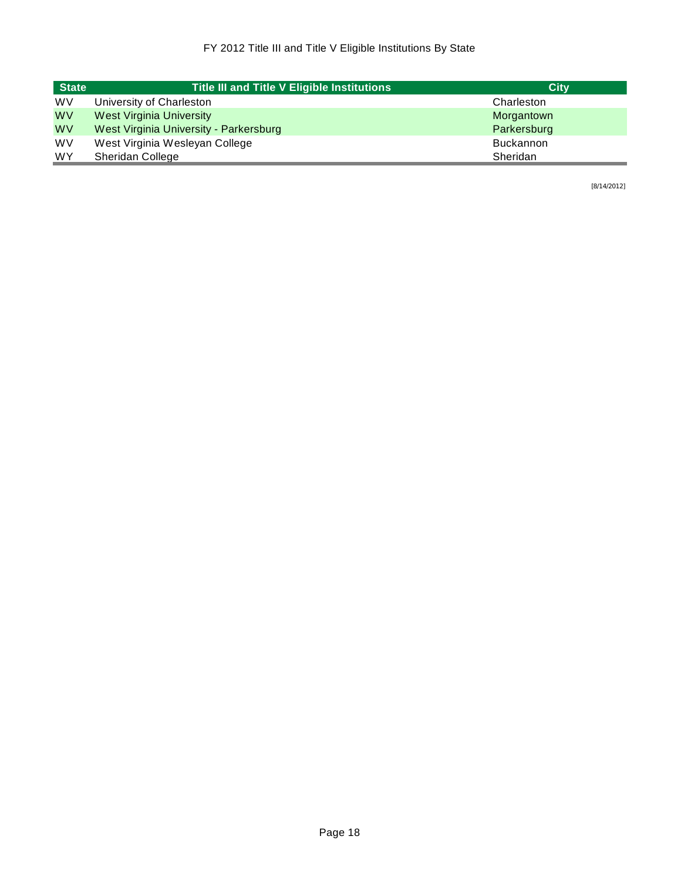FY 2012 Title III and Title V Eligible Institutions By State

| State | Title III and Title V Eligible Institutions | City |
|---|---|---|
| WV | University of Charleston | Charleston |
| WV | West Virginia University | Morgantown |
| WV | West Virginia University - Parkersburg | Parkersburg |
| WV | West Virginia Wesleyan College | Buckannon |
| WY | Sheridan College | Sheridan |

[8/14/2012]